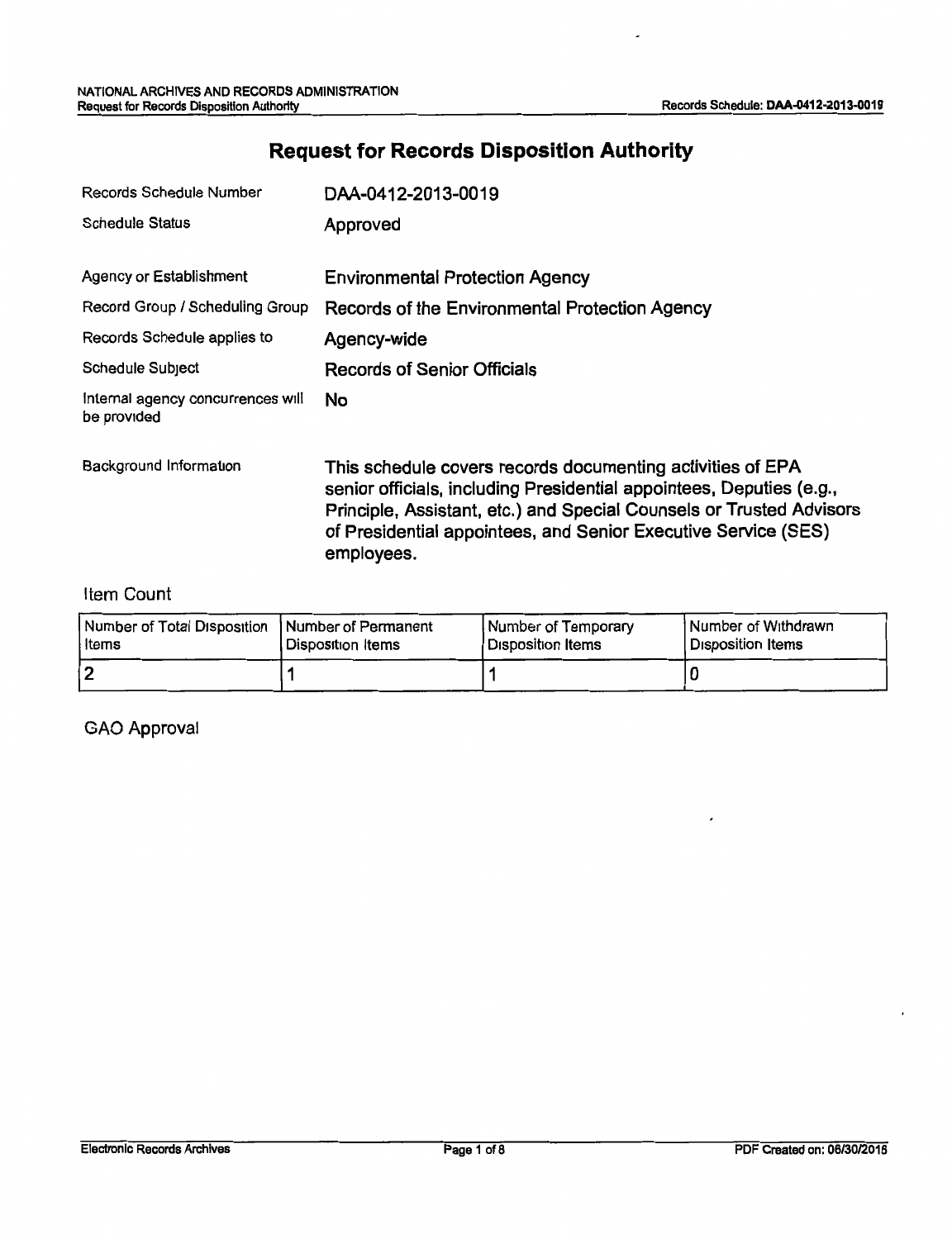# Request for Records Disposition Authority

| | |
|---|---|
| Records Schedule Number | DAA-0412-2013-0019 |
| Schedule Status | Approved |
| Agency or Establishment | Environmental Protection Agency |
| Record Group / Scheduling Group | Records of the Environmental Protection Agency |
| Records Schedule applies to | Agency-wide |
| Schedule Subject | Records of Senior Officials |
| Internal agency concurrences will be provided | No |
| Background Information | This schedule covers records documenting activities of EPA senior officials, including Presidential appointees, Deputies (e.g., Principle, Assistant, etc.) and Special Counsels or Trusted Advisors of Presidential appointees, and Senior Executive Service (SES) employees. |

## Item Count

| Number of Total Disposition Items | Number of Permanent Disposition Items | Number of Temporary Disposition Items | Number of Withdrawn Disposition Items |
|---|---|---|---|
| 2 | 1 | 1 | 0 |

## GAO Approval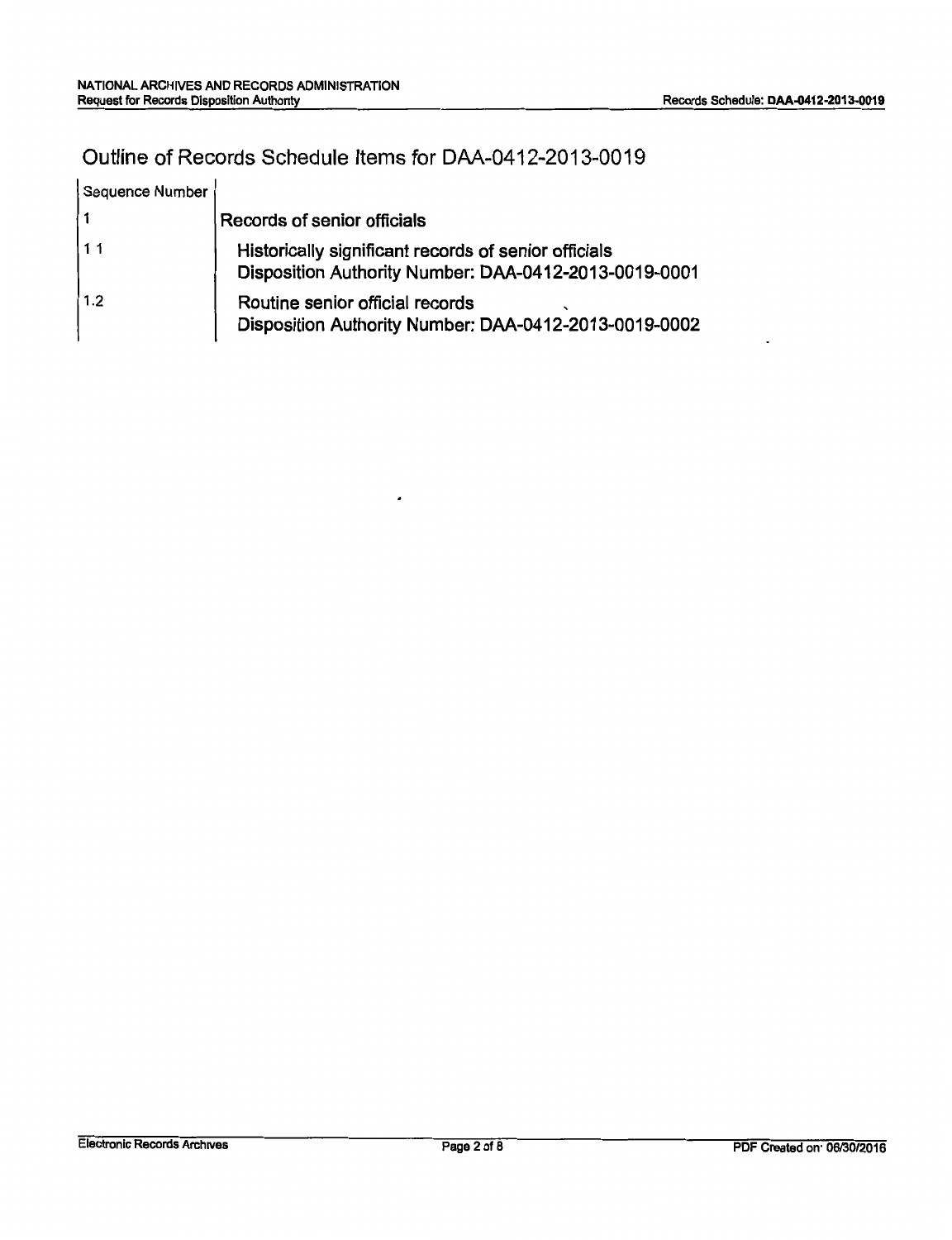# Outline of Records Schedule Items for DAA-0412-2013-0019

| Sequence Number | |
|---|---|
| 1 | **Records of senior officials** |
| 1.1 | **Historically significant records of senior officials**<br>**Disposition Authority Number: DAA-0412-2013-0019-0001** |
| 1.2 | **Routine senior official records**<br>**Disposition Authority Number: DAA-0412-2013-0019-0002** |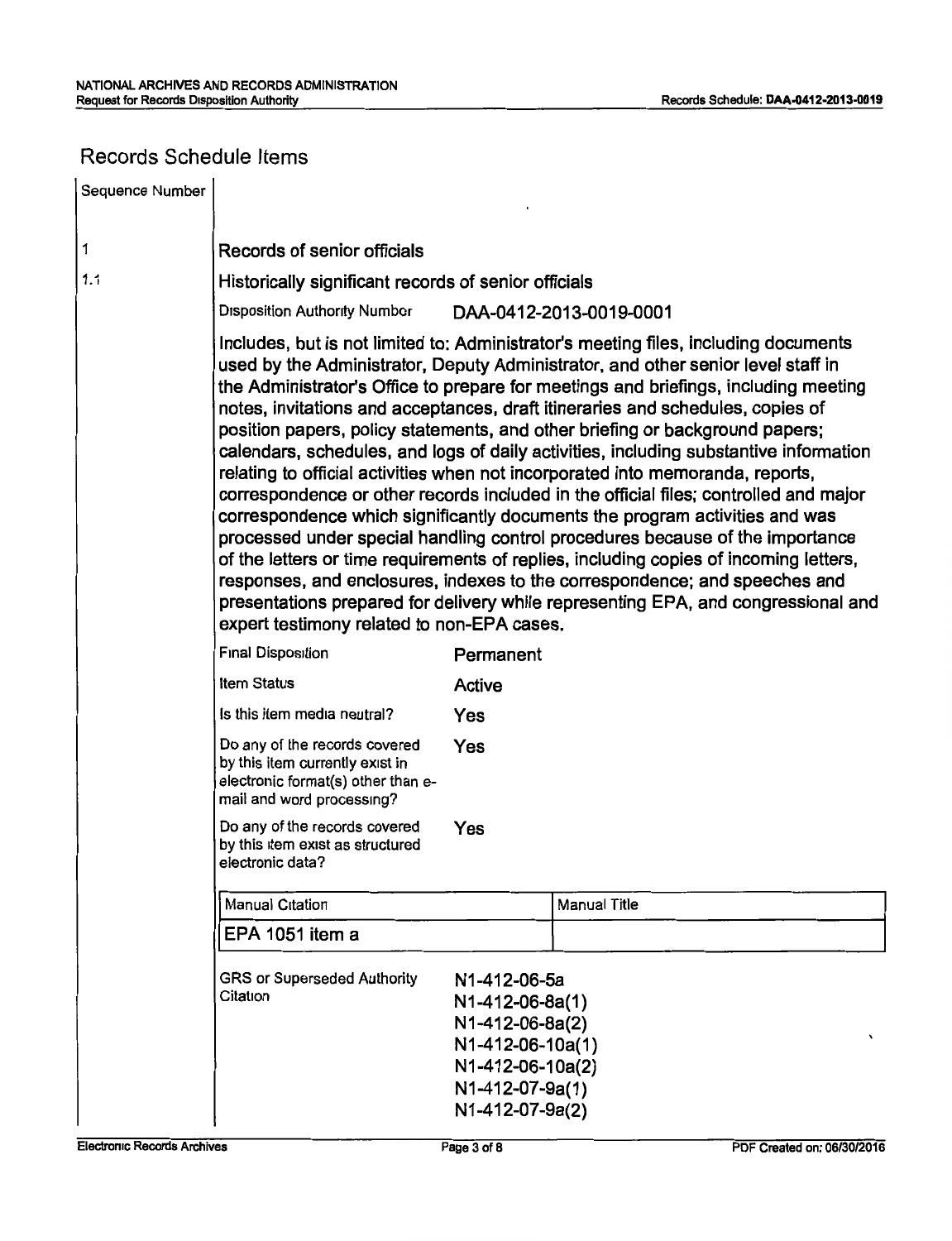## Records Schedule Items

| Sequence Number | |
|---|---|
| 1 | **Records of senior officials** |
| 1.1 | **Historically significant records of senior officials** |

Disposition Authority Number: DAA-0412-2013-0019-0001

Includes, but is not limited to: Administrator's meeting files, including documents used by the Administrator, Deputy Administrator, and other senior level staff in the Administrator's Office to prepare for meetings and briefings, including meeting notes, invitations and acceptances, draft itineraries and schedules, copies of position papers, policy statements, and other briefing or background papers; calendars, schedules, and logs of daily activities, including substantive information relating to official activities when not incorporated into memoranda, reports, correspondence or other records included in the official files; controlled and major correspondence which significantly documents the program activities and was processed under special handling control procedures because of the importance of the letters or time requirements of replies, including copies of incoming letters, responses, and enclosures, indexes to the correspondence; and speeches and presentations prepared for delivery while representing EPA, and congressional and expert testimony related to non-EPA cases.

| | |
|---|---|
| Final Disposition | Permanent |
| Item Status | Active |
| Is this item media neutral? | Yes |
| Do any of the records covered by this item currently exist in electronic format(s) other than e-mail and word processing? | Yes |
| Do any of the records covered by this item exist as structured electronic data? | Yes |

| Manual Citation | Manual Title |
|---|---|
| EPA 1051 item a | |

GRS or Superseded Authority Citation:
N1-412-06-5a
N1-412-06-8a(1)
N1-412-06-8a(2)
N1-412-06-10a(1)
N1-412-06-10a(2)
N1-412-07-9a(1)
N1-412-07-9a(2)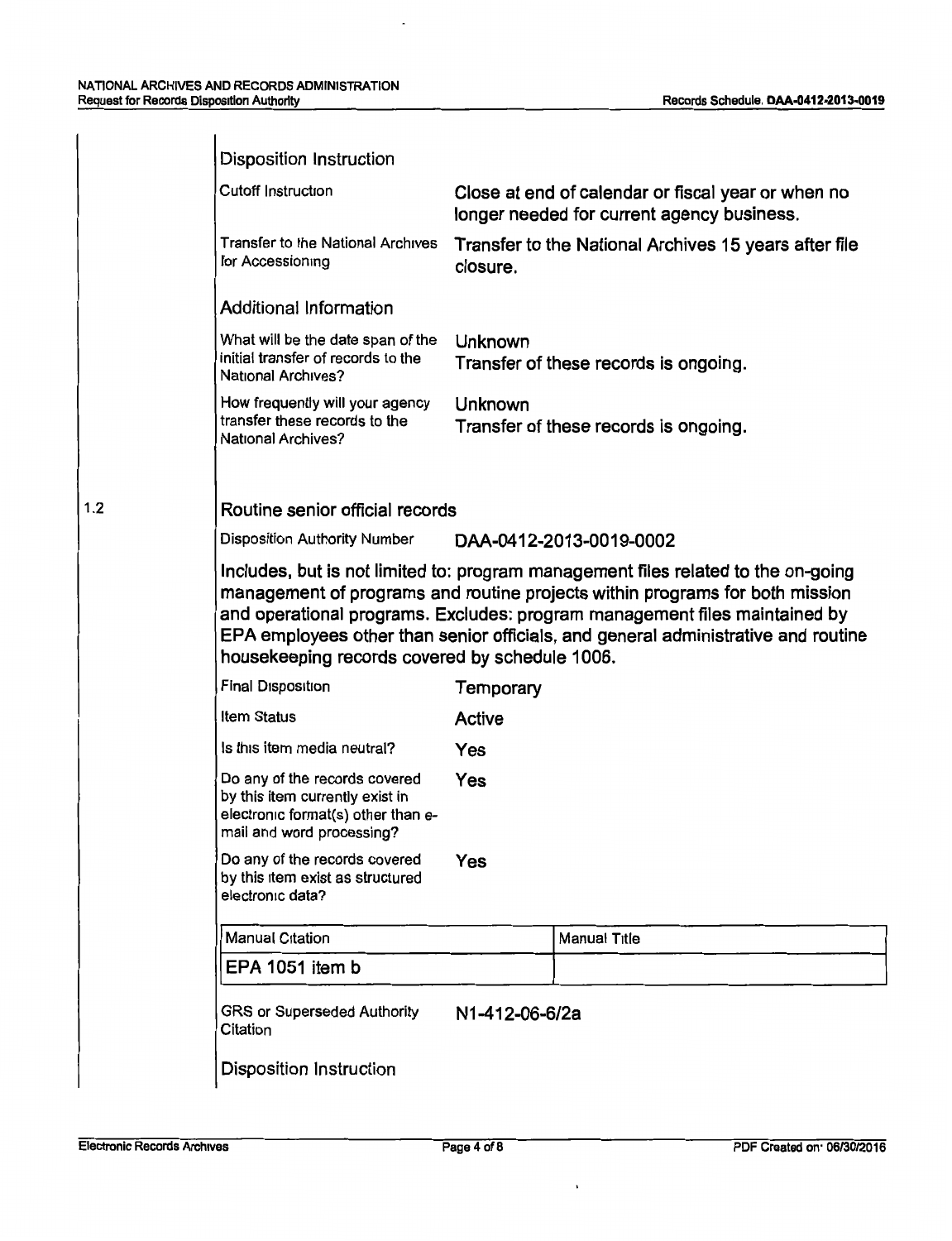### Disposition Instruction

| | |
|---|---|
| Cutoff Instruction | Close at end of calendar or fiscal year or when no longer needed for current agency business. |
| Transfer to the National Archives for Accessioning | Transfer to the National Archives 15 years after file closure. |

### Additional Information

| | |
|---|---|
| What will be the date span of the initial transfer of records to the National Archives? | Unknown<br>Transfer of these records is ongoing. |
| How frequently will your agency transfer these records to the National Archives? | Unknown<br>Transfer of these records is ongoing. |

## 1.2 Routine senior official records

Disposition Authority Number: DAA-0412-2013-0019-0002

Includes, but is not limited to: program management files related to the on-going management of programs and routine projects within programs for both mission and operational programs. Excludes: program management files maintained by EPA employees other than senior officials, and general administrative and routine housekeeping records covered by schedule 1006.

| | |
|---|---|
| Final Disposition | Temporary |
| Item Status | Active |
| Is this item media neutral? | Yes |
| Do any of the records covered by this item currently exist in electronic format(s) other than e-mail and word processing? | Yes |
| Do any of the records covered by this item exist as structured electronic data? | Yes |

| Manual Citation | Manual Title |
|---|---|
| EPA 1051 item b | |

GRS or Superseded Authority Citation: N1-412-06-6/2a

### Disposition Instruction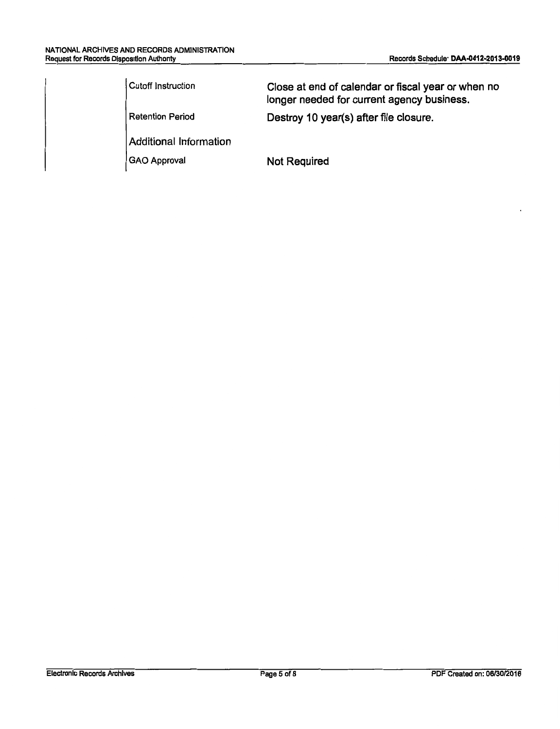| | |
|---|---|
| Cutoff Instruction | Close at end of calendar or fiscal year or when no longer needed for current agency business. |
| Retention Period | Destroy 10 year(s) after file closure. |
| Additional Information | |
| GAO Approval | Not Required |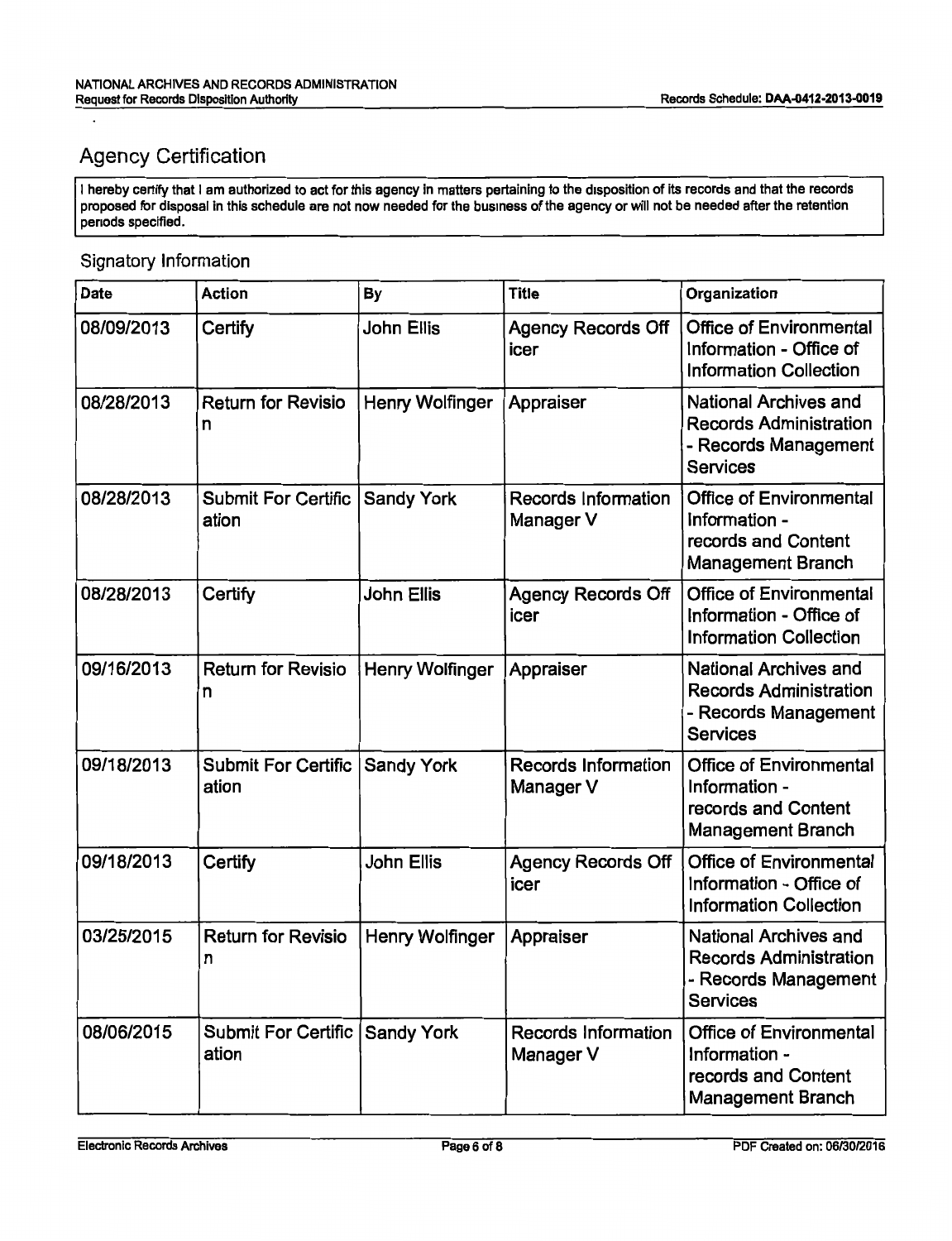## Agency Certification

I hereby certify that I am authorized to act for this agency in matters pertaining to the disposition of its records and that the records proposed for disposal in this schedule are not now needed for the business of the agency or will not be needed after the retention periods specified.

### Signatory Information

| Date | Action | By | Title | Organization |
|---|---|---|---|---|
| 08/09/2013 | Certify | John Ellis | Agency Records Officer | Office of Environmental Information - Office of Information Collection |
| 08/28/2013 | Return for Revision | Henry Wolfinger | Appraiser | National Archives and Records Administration - Records Management Services |
| 08/28/2013 | Submit For Certification | Sandy York | Records Information Manager V | Office of Environmental Information - records and Content Management Branch |
| 08/28/2013 | Certify | John Ellis | Agency Records Officer | Office of Environmental Information - Office of Information Collection |
| 09/16/2013 | Return for Revision | Henry Wolfinger | Appraiser | National Archives and Records Administration - Records Management Services |
| 09/18/2013 | Submit For Certification | Sandy York | Records Information Manager V | Office of Environmental Information - records and Content Management Branch |
| 09/18/2013 | Certify | John Ellis | Agency Records Officer | Office of Environmental Information - Office of Information Collection |
| 03/25/2015 | Return for Revision | Henry Wolfinger | Appraiser | National Archives and Records Administration - Records Management Services |
| 08/06/2015 | Submit For Certification | Sandy York | Records Information Manager V | Office of Environmental Information - records and Content Management Branch |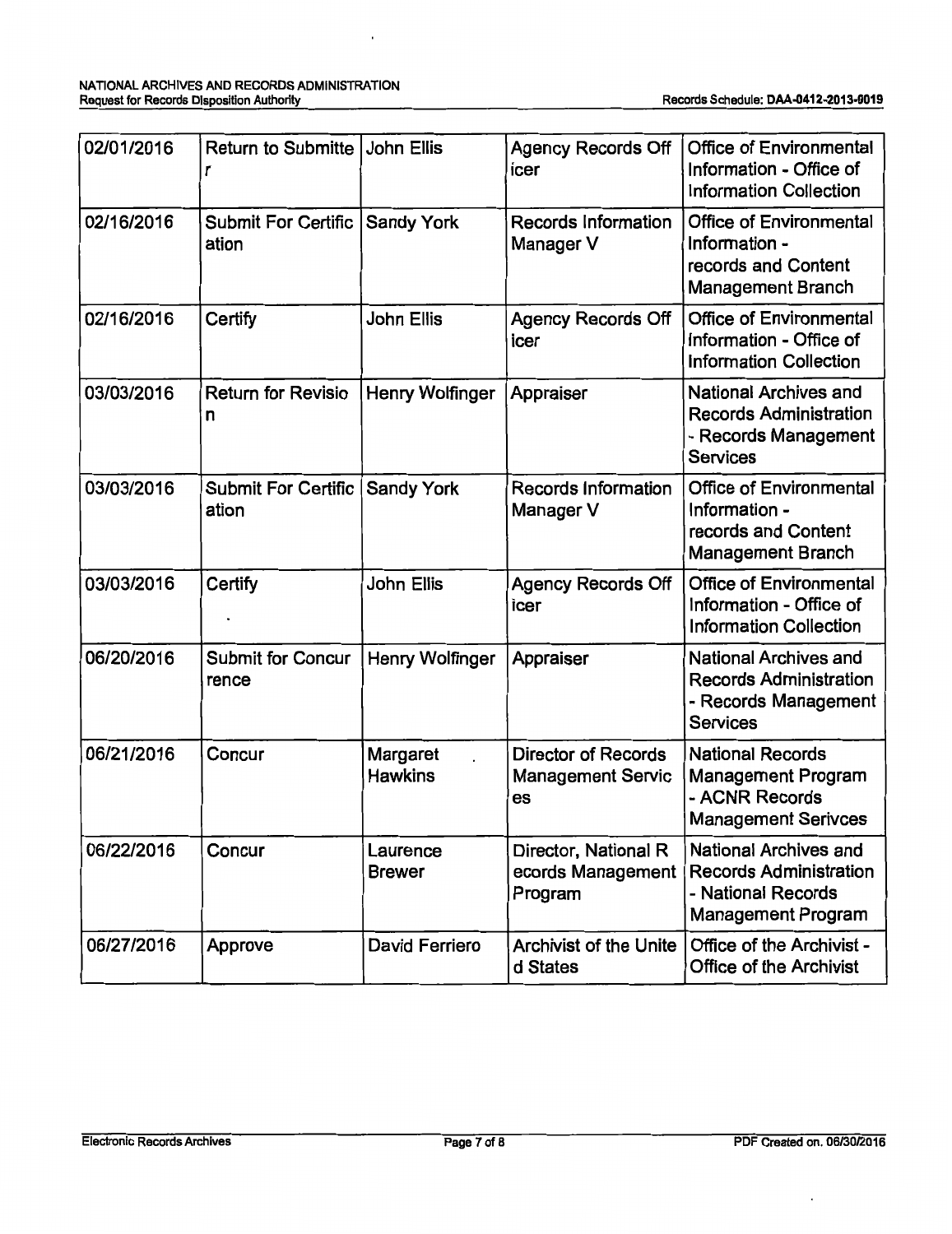| 02/01/2016 | Return to Submitter | John Ellis | Agency Records Officer | Office of Environmental Information - Office of Information Collection |
|---|---|---|---|---|
| 02/16/2016 | Submit For Certification | Sandy York | Records Information Manager V | Office of Environmental Information - records and Content Management Branch |
| 02/16/2016 | Certify | John Ellis | Agency Records Officer | Office of Environmental Information - Office of Information Collection |
| 03/03/2016 | Return for Revision | Henry Wolfinger | Appraiser | National Archives and Records Administration - Records Management Services |
| 03/03/2016 | Submit For Certification | Sandy York | Records Information Manager V | Office of Environmental Information - records and Content Management Branch |
| 03/03/2016 | Certify | John Ellis | Agency Records Officer | Office of Environmental Information - Office of Information Collection |
| 06/20/2016 | Submit for Concurrence | Henry Wolfinger | Appraiser | National Archives and Records Administration - Records Management Services |
| 06/21/2016 | Concur | Margaret Hawkins | Director of Records Management Services | National Records Management Program - ACNR Records Management Serivces |
| 06/22/2016 | Concur | Laurence Brewer | Director, National Records Management Program | National Archives and Records Administration - National Records Management Program |
| 06/27/2016 | Approve | David Ferriero | Archivist of the United States | Office of the Archivist - Office of the Archivist |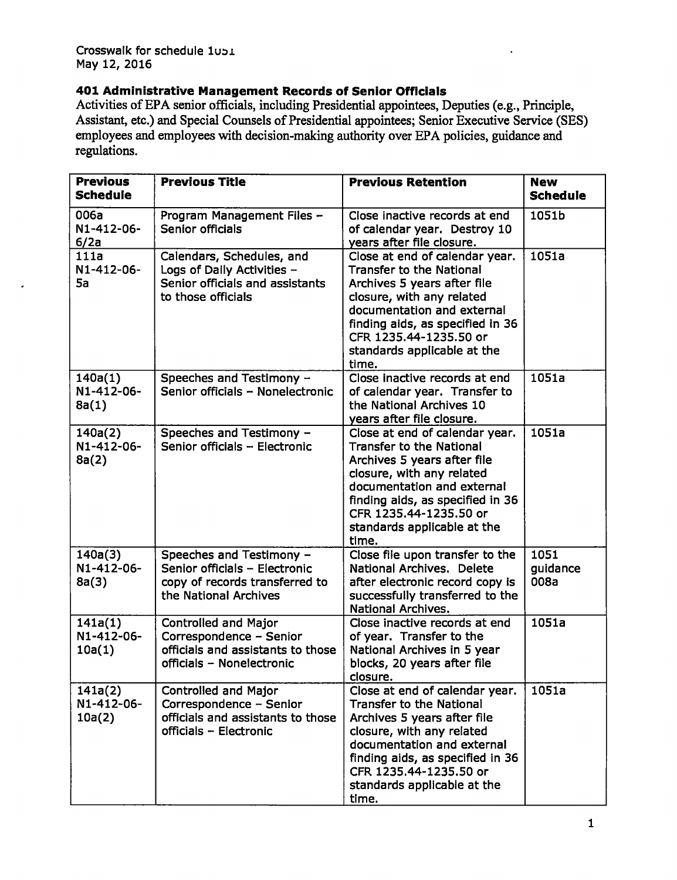Crosswalk for schedule 1051
May 12, 2016

### 401 Administrative Management Records of Senior Officials

Activities of EPA senior officials, including Presidential appointees, Deputies (e.g., Principle, Assistant, etc.) and Special Counsels of Presidential appointees; Senior Executive Service (SES) employees and employees with decision-making authority over EPA policies, guidance and regulations.

| Previous Schedule | Previous Title | Previous Retention | New Schedule |
|---|---|---|---|
| 006a N1-412-06-6/2a | Program Management Files – Senior officials | Close inactive records at end of calendar year. Destroy 10 years after file closure. | 1051b |
| 111a N1-412-06-5a | Calendars, Schedules, and Logs of Daily Activities – Senior officials and assistants to those officials | Close at end of calendar year. Transfer to the National Archives 5 years after file closure, with any related documentation and external finding aids, as specified in 36 CFR 1235.44-1235.50 or standards applicable at the time. | 1051a |
| 140a(1) N1-412-06-8a(1) | Speeches and Testimony – Senior officials – Nonelectronic | Close inactive records at end of calendar year. Transfer to the National Archives 10 years after file closure. | 1051a |
| 140a(2) N1-412-06-8a(2) | Speeches and Testimony – Senior officials – Electronic | Close at end of calendar year. Transfer to the National Archives 5 years after file closure, with any related documentation and external finding aids, as specified in 36 CFR 1235.44-1235.50 or standards applicable at the time. | 1051a |
| 140a(3) N1-412-06-8a(3) | Speeches and Testimony – Senior officials – Electronic copy of records transferred to the National Archives | Close file upon transfer to the National Archives. Delete after electronic record copy is successfully transferred to the National Archives. | 1051 guidance 008a |
| 141a(1) N1-412-06-10a(1) | Controlled and Major Correspondence – Senior officials and assistants to those officials – Nonelectronic | Close inactive records at end of year. Transfer to the National Archives in 5 year blocks, 20 years after file closure. | 1051a |
| 141a(2) N1-412-06-10a(2) | Controlled and Major Correspondence – Senior officials and assistants to those officials – Electronic | Close at end of calendar year. Transfer to the National Archives 5 years after file closure, with any related documentation and external finding aids, as specified in 36 CFR 1235.44-1235.50 or standards applicable at the time. | 1051a |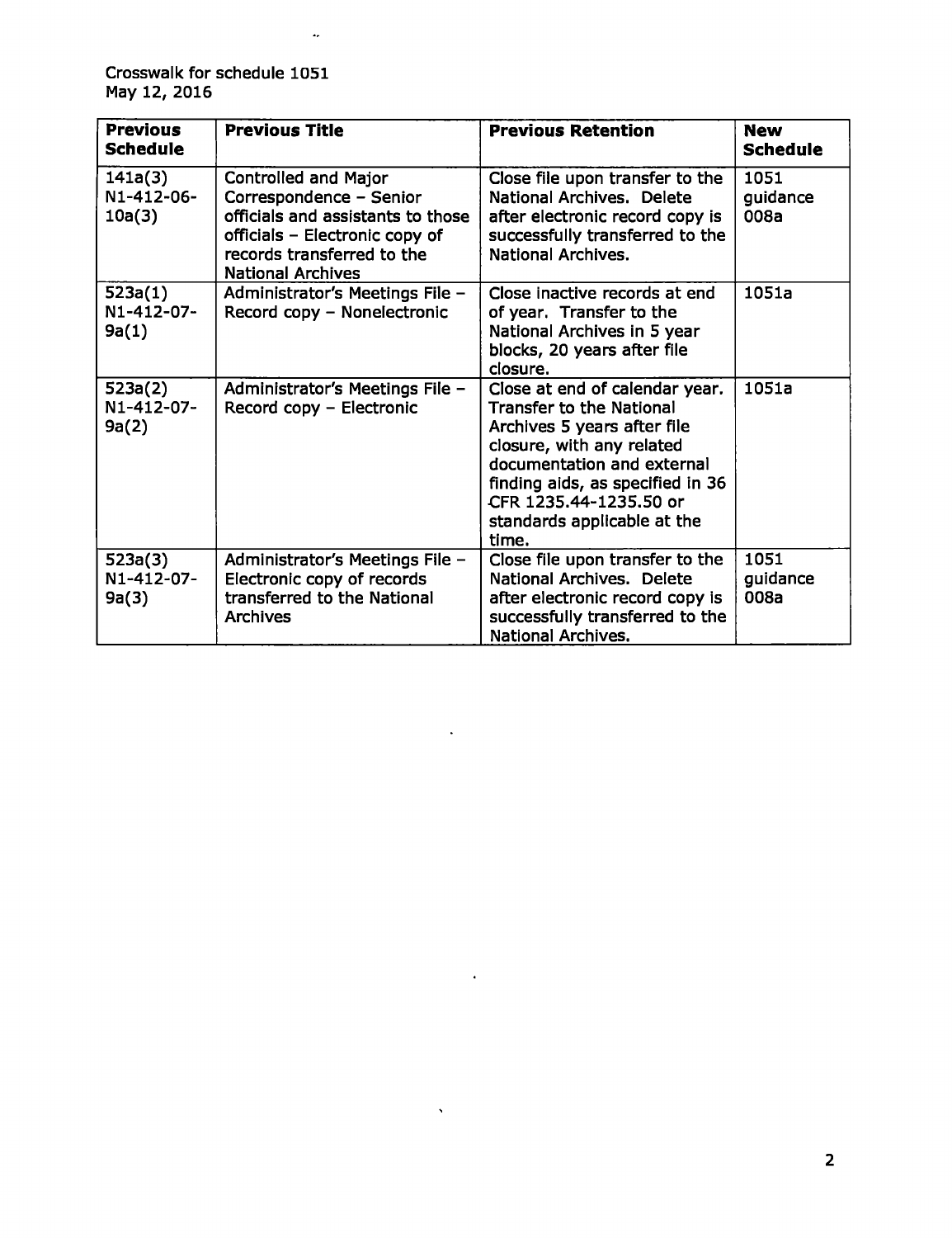Crosswalk for schedule 1051
May 12, 2016

| Previous Schedule | Previous Title | Previous Retention | New Schedule |
|---|---|---|---|
| 141a(3) N1-412-06-10a(3) | Controlled and Major Correspondence – Senior officials and assistants to those officials – Electronic copy of records transferred to the National Archives | Close file upon transfer to the National Archives. Delete after electronic record copy is successfully transferred to the National Archives. | 1051 guidance 008a |
| 523a(1) N1-412-07-9a(1) | Administrator's Meetings File – Record copy – Nonelectronic | Close inactive records at end of year. Transfer to the National Archives in 5 year blocks, 20 years after file closure. | 1051a |
| 523a(2) N1-412-07-9a(2) | Administrator's Meetings File – Record copy – Electronic | Close at end of calendar year. Transfer to the National Archives 5 years after file closure, with any related documentation and external finding aids, as specified in 36 CFR 1235.44-1235.50 or standards applicable at the time. | 1051a |
| 523a(3) N1-412-07-9a(3) | Administrator's Meetings File – Electronic copy of records transferred to the National Archives | Close file upon transfer to the National Archives. Delete after electronic record copy is successfully transferred to the National Archives. | 1051 guidance 008a |